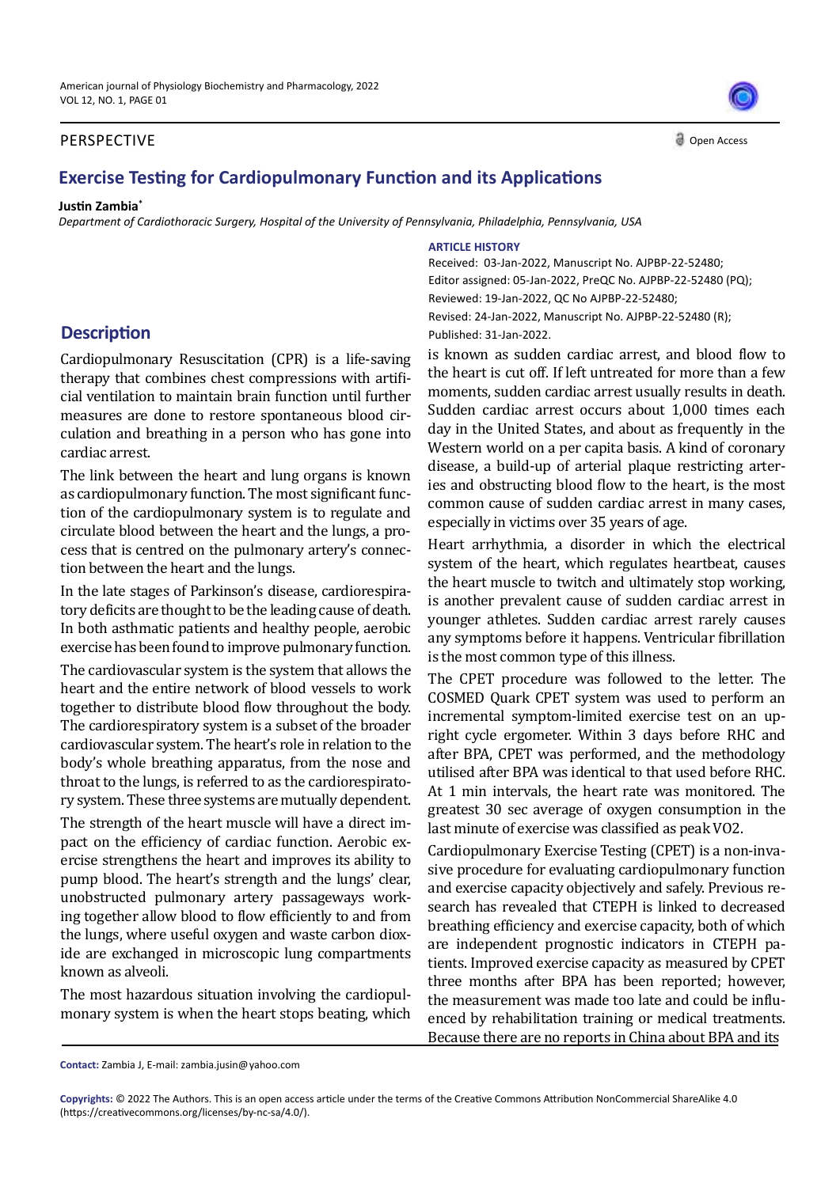PERSPECTIVE

# Exercise Testing for Cardiopulmonary Function and its Applications

**Justin Zambia***

*Department of Cardiothoracic Surgery, Hospital of the University of Pennsylvania, Philadelphia, Pennsylvania, USA*

**ARTICLE HISTORY**

Received: 03-Jan-2022, Manuscript No. AJPBP-22-52480;
Editor assigned: 05-Jan-2022, PreQC No. AJPBP-22-52480 (PQ);
Reviewed: 19-Jan-2022, QC No AJPBP-22-52480;
Revised: 24-Jan-2022, Manuscript No. AJPBP-22-52480 (R);
Published: 31-Jan-2022.

## Description

Cardiopulmonary Resuscitation (CPR) is a life-saving therapy that combines chest compressions with artificial ventilation to maintain brain function until further measures are done to restore spontaneous blood circulation and breathing in a person who has gone into cardiac arrest.

The link between the heart and lung organs is known as cardiopulmonary function. The most significant function of the cardiopulmonary system is to regulate and circulate blood between the heart and the lungs, a process that is centred on the pulmonary artery's connection between the heart and the lungs.

In the late stages of Parkinson's disease, cardiorespiratory deficits are thought to be the leading cause of death. In both asthmatic patients and healthy people, aerobic exercise has been found to improve pulmonary function.

The cardiovascular system is the system that allows the heart and the entire network of blood vessels to work together to distribute blood flow throughout the body. The cardiorespiratory system is a subset of the broader cardiovascular system. The heart's role in relation to the body's whole breathing apparatus, from the nose and throat to the lungs, is referred to as the cardiorespiratory system. These three systems are mutually dependent.

The strength of the heart muscle will have a direct impact on the efficiency of cardiac function. Aerobic exercise strengthens the heart and improves its ability to pump blood. The heart's strength and the lungs' clear, unobstructed pulmonary artery passageways working together allow blood to flow efficiently to and from the lungs, where useful oxygen and waste carbon dioxide are exchanged in microscopic lung compartments known as alveoli.

The most hazardous situation involving the cardiopulmonary system is when the heart stops beating, which is known as sudden cardiac arrest, and blood flow to the heart is cut off. If left untreated for more than a few moments, sudden cardiac arrest usually results in death. Sudden cardiac arrest occurs about 1,000 times each day in the United States, and about as frequently in the Western world on a per capita basis. A kind of coronary disease, a build-up of arterial plaque restricting arteries and obstructing blood flow to the heart, is the most common cause of sudden cardiac arrest in many cases, especially in victims over 35 years of age.

Heart arrhythmia, a disorder in which the electrical system of the heart, which regulates heartbeat, causes the heart muscle to twitch and ultimately stop working, is another prevalent cause of sudden cardiac arrest in younger athletes. Sudden cardiac arrest rarely causes any symptoms before it happens. Ventricular fibrillation is the most common type of this illness.

The CPET procedure was followed to the letter. The COSMED Quark CPET system was used to perform an incremental symptom-limited exercise test on an upright cycle ergometer. Within 3 days before RHC and after BPA, CPET was performed, and the methodology utilised after BPA was identical to that used before RHC. At 1 min intervals, the heart rate was monitored. The greatest 30 sec average of oxygen consumption in the last minute of exercise was classified as peak $VO_2$.

Cardiopulmonary Exercise Testing (CPET) is a non-invasive procedure for evaluating cardiopulmonary function and exercise capacity objectively and safely. Previous research has revealed that CTEPH is linked to decreased breathing efficiency and exercise capacity, both of which are independent prognostic indicators in CTEPH patients. Improved exercise capacity as measured by CPET three months after BPA has been reported; however, the measurement was made too late and could be influenced by rehabilitation training or medical treatments. Because there are no reports in China about BPA and its

**Contact:** Zambia J, E-mail: zambia.jusin@yahoo.com

**Copyrights:** © 2022 The Authors. This is an open access article under the terms of the Creative Commons Attribution NonCommercial ShareAlike 4.0 (https://creativecommons.org/licenses/by-nc-sa/4.0/).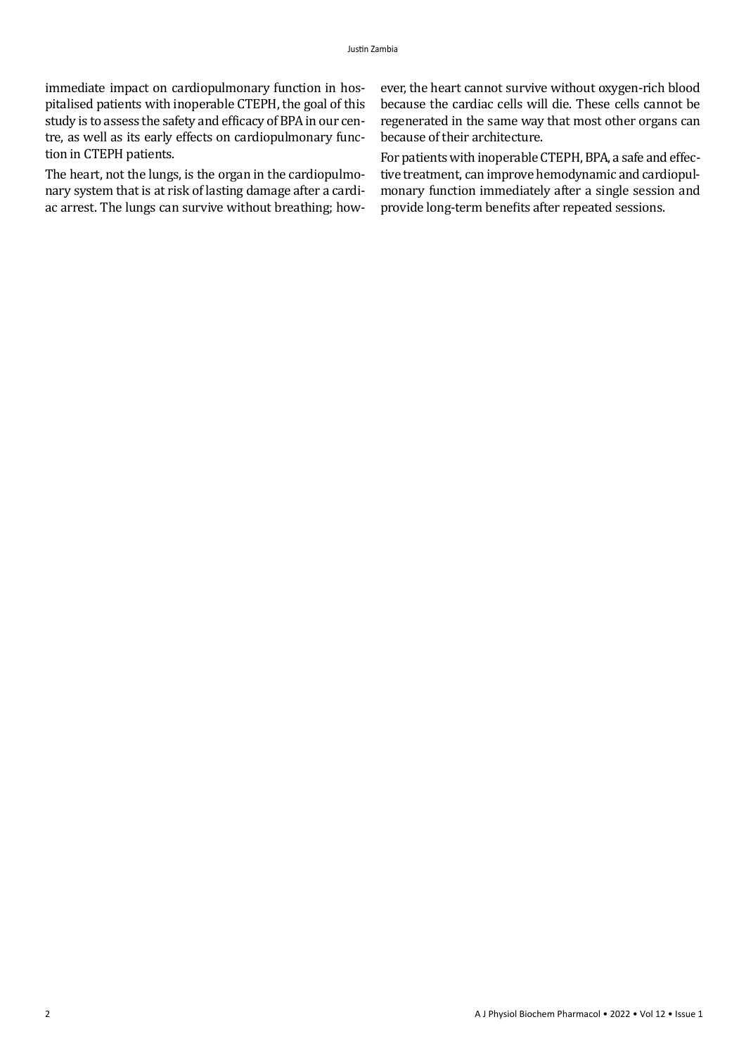immediate impact on cardiopulmonary function in hospitalised patients with inoperable CTEPH, the goal of this study is to assess the safety and efficacy of BPA in our centre, as well as its early effects on cardiopulmonary function in CTEPH patients.

The heart, not the lungs, is the organ in the cardiopulmonary system that is at risk of lasting damage after a cardiac arrest. The lungs can survive without breathing; however, the heart cannot survive without oxygen-rich blood because the cardiac cells will die. These cells cannot be regenerated in the same way that most other organs can because of their architecture.

For patients with inoperable CTEPH, BPA, a safe and effective treatment, can improve hemodynamic and cardiopulmonary function immediately after a single session and provide long-term benefits after repeated sessions.